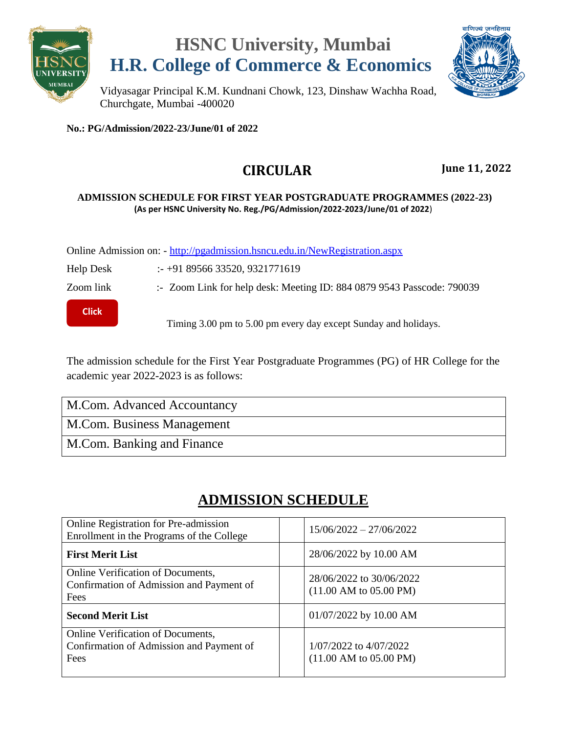# HSNC University, Mumbai
# H.R. College of Commerce & Economics

Vidyasagar Principal K.M. Kundnani Chowk, 123, Dinshaw Wachha Road, Churchgate, Mumbai -400020

**No.: PG/Admission/2022-23/June/01 of 2022**

## CIRCULAR

**June 11, 2022**

**ADMISSION SCHEDULE FOR FIRST YEAR POSTGRADUATE PROGRAMMES (2022-23)**
**(As per HSNC University No. Reg./PG/Admission/2022-2023/June/01 of 2022)**

Online Admission on: - http://pgadmission.hsncu.edu.in/NewRegistration.aspx

Help Desk :- +91 89566 33520, 9321771619

Zoom link :- Zoom Link for help desk: Meeting ID: 884 0879 9543 Passcode: 790039

Click

Timing 3.00 pm to 5.00 pm every day except Sunday and holidays.

The admission schedule for the First Year Postgraduate Programmes (PG) of HR College for the academic year 2022-2023 is as follows:

| M.Com. Advanced Accountancy |
|---|
| M.Com. Business Management |
| M.Com. Banking and Finance |

## ADMISSION SCHEDULE

| | | |
|---|---|---|
| Online Registration for Pre-admission Enrollment in the Programs of the College | | 15/06/2022 – 27/06/2022 |
| **First Merit List** | | 28/06/2022 by 10.00 AM |
| Online Verification of Documents, Confirmation of Admission and Payment of Fees | | 28/06/2022 to 30/06/2022 (11.00 AM to 05.00 PM) |
| **Second Merit List** | | 01/07/2022 by 10.00 AM |
| Online Verification of Documents, Confirmation of Admission and Payment of Fees | | 1/07/2022 to 4/07/2022 (11.00 AM to 05.00 PM) |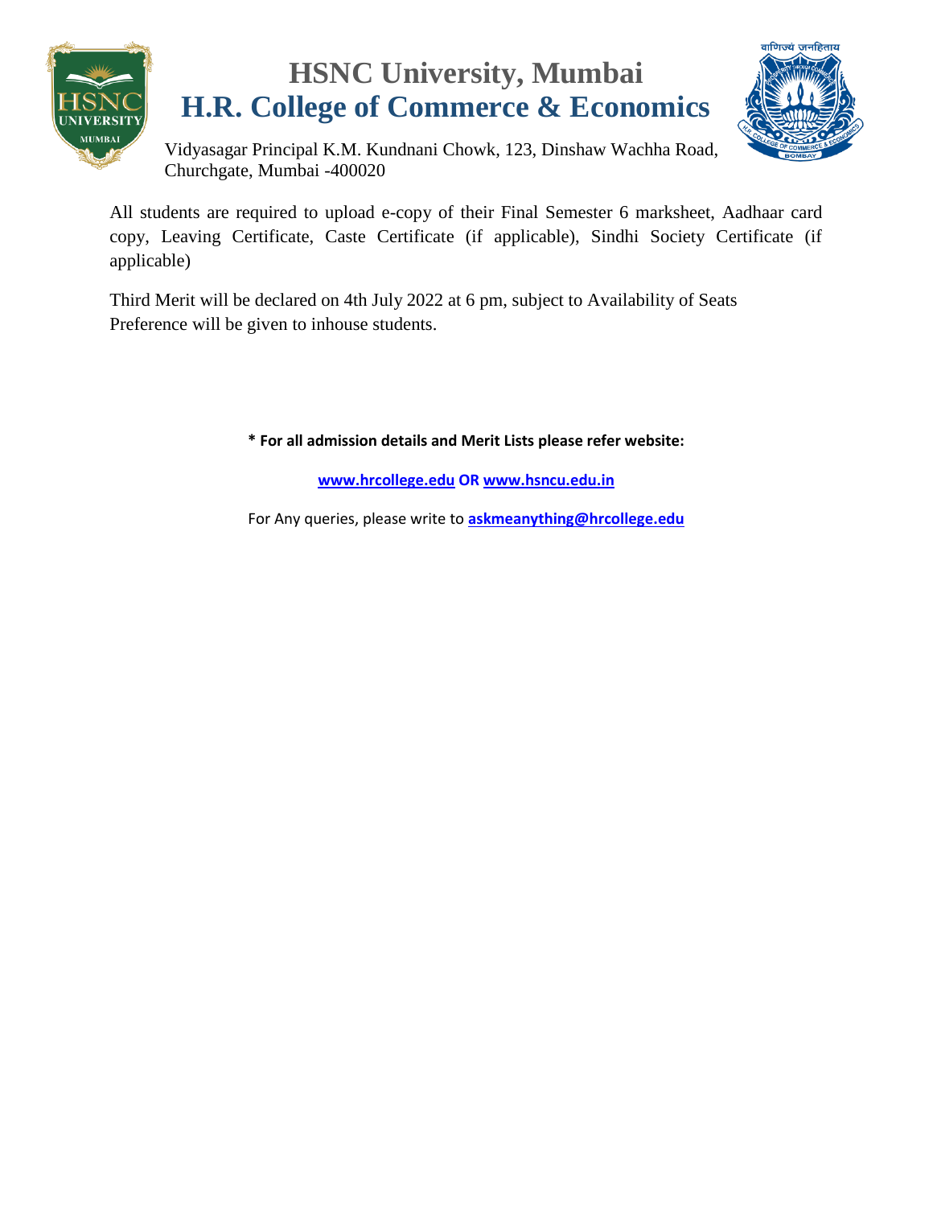# HSNC University, Mumbai

## H.R. College of Commerce & Economics

Vidyasagar Principal K.M. Kundnani Chowk, 123, Dinshaw Wachha Road, Churchgate, Mumbai -400020

All students are required to upload e-copy of their Final Semester 6 marksheet, Aadhaar card copy, Leaving Certificate, Caste Certificate (if applicable), Sindhi Society Certificate (if applicable)

Third Merit will be declared on 4th July 2022 at 6 pm, subject to Availability of Seats
Preference will be given to inhouse students.

**\* For all admission details and Merit Lists please refer website:**

**www.hrcollege.edu OR www.hsncu.edu.in**

For Any queries, please write to **askmeanything@hrcollege.edu**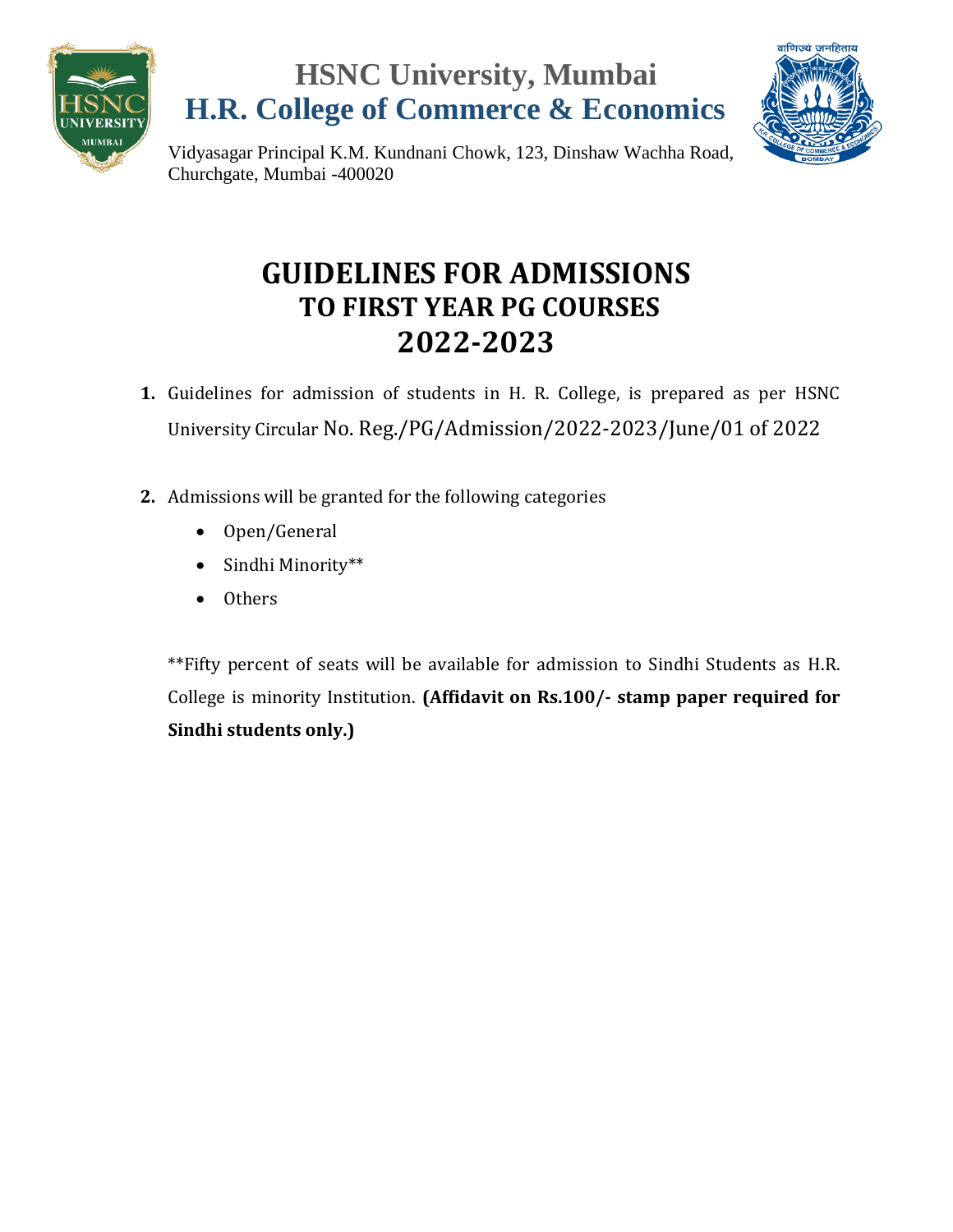# HSNC University, Mumbai
## H.R. College of Commerce & Economics

Vidyasagar Principal K.M. Kundnani Chowk, 123, Dinshaw Wachha Road, Churchgate, Mumbai -400020

# GUIDELINES FOR ADMISSIONS TO FIRST YEAR PG COURSES 2022-2023

1. Guidelines for admission of students in H. R. College, is prepared as per HSNC University Circular No. Reg./PG/Admission/2022-2023/June/01 of 2022

2. Admissions will be granted for the following categories
   - Open/General
   - Sindhi Minority**
   - Others

   **Fifty percent of seats will be available for admission to Sindhi Students as H.R. College is minority Institution. **(Affidavit on Rs.100/- stamp paper required for Sindhi students only.)**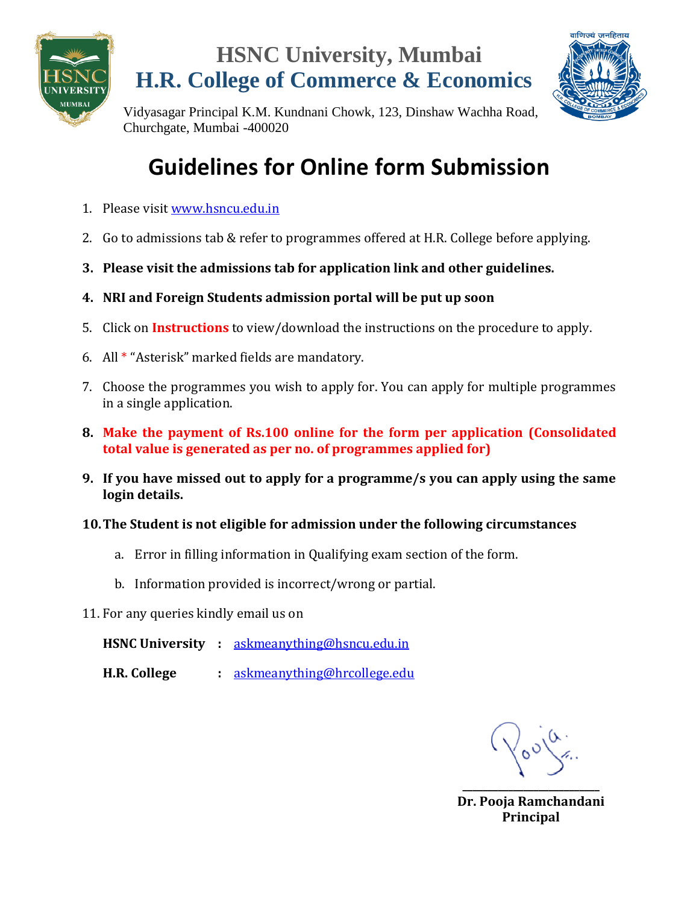# HSNC University, Mumbai

## H.R. College of Commerce & Economics

Vidyasagar Principal K.M. Kundnani Chowk, 123, Dinshaw Wachha Road, Churchgate, Mumbai -400020

# Guidelines for Online form Submission

1. Please visit www.hsncu.edu.in
2. Go to admissions tab & refer to programmes offered at H.R. College before applying.
3. **Please visit the admissions tab for application link and other guidelines.**
4. **NRI and Foreign Students admission portal will be put up soon**
5. Click on **Instructions** to view/download the instructions on the procedure to apply.
6. All * "Asterisk" marked fields are mandatory.
7. Choose the programmes you wish to apply for. You can apply for multiple programmes in a single application.
8. **Make the payment of Rs.100 online for the form per application (Consolidated total value is generated as per no. of programmes applied for)**
9. **If you have missed out to apply for a programme/s you can apply using the same login details.**
10. **The Student is not eligible for admission under the following circumstances**
    a. Error in filling information in Qualifying exam section of the form.
    b. Information provided is incorrect/wrong or partial.
11. For any queries kindly email us on

**HSNC University** : askmeanything@hsncu.edu.in

**H.R. College** : askmeanything@hrcollege.edu

**Dr. Pooja Ramchandani**
**Principal**